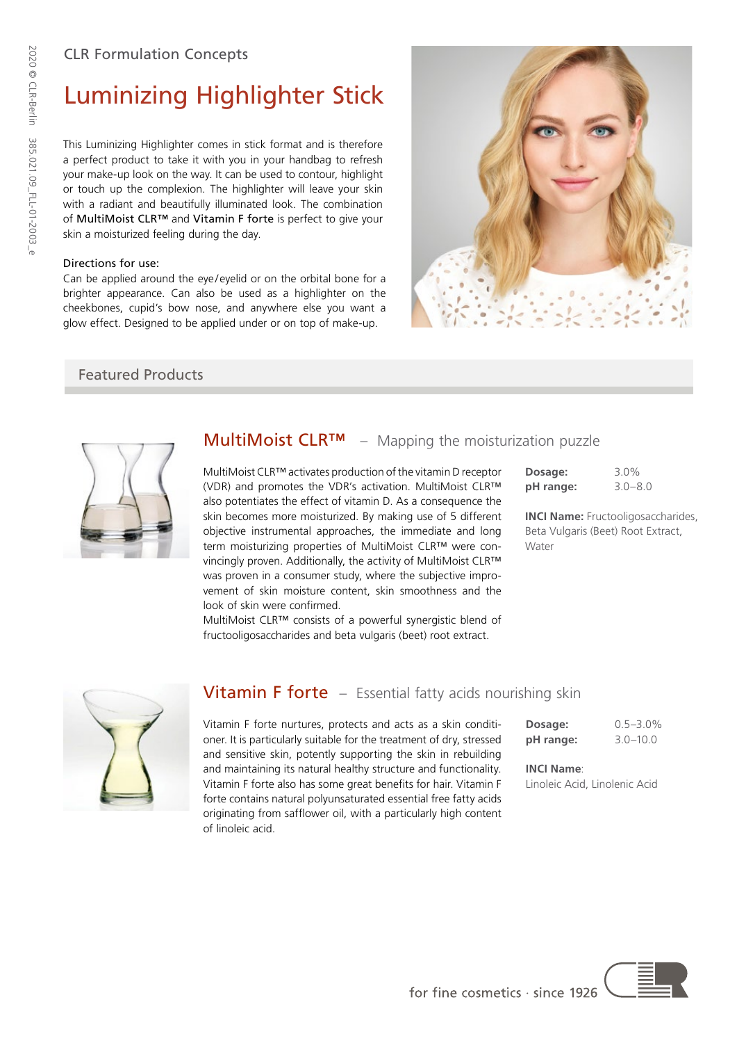CLR Formulation Concepts

# Luminizing Highlighter Stick

This Luminizing Highlighter comes in stick format and is therefore a perfect product to take it with you in your handbag to refresh your make-up look on the way. It can be used to contour, highlight or touch up the complexion. The highlighter will leave your skin with a radiant and beautifully illuminated look. The combination of MultiMoist CLR™ and Vitamin F forte is perfect to give your skin a moisturized feeling during the day.

Directions for use:
Can be applied around the eye/eyelid or on the orbital bone for a brighter appearance. Can also be used as a highlighter on the cheekbones, cupid's bow nose, and anywhere else you want a glow effect. Designed to be applied under or on top of make-up.

## Featured Products

### MultiMoist CLR™ – Mapping the moisturization puzzle

MultiMoist CLR™ activates production of the vitamin D receptor (VDR) and promotes the VDR's activation. MultiMoist CLR™ also potentiates the effect of vitamin D. As a consequence the skin becomes more moisturized. By making use of 5 different objective instrumental approaches, the immediate and long term moisturizing properties of MultiMoist CLR™ were convincingly proven. Additionally, the activity of MultiMoist CLR™ was proven in a consumer study, where the subjective improvement of skin moisture content, skin smoothness and the look of skin were confirmed.
MultiMoist CLR™ consists of a powerful synergistic blend of fructooligosaccharides and beta vulgaris (beet) root extract.

**Dosage:** 3.0%
**pH range:** 3.0–8.0

**INCI Name:** Fructooligosaccharides, Beta Vulgaris (Beet) Root Extract, Water

### Vitamin F forte – Essential fatty acids nourishing skin

Vitamin F forte nurtures, protects and acts as a skin conditioner. It is particularly suitable for the treatment of dry, stressed and sensitive skin, potently supporting the skin in rebuilding and maintaining its natural healthy structure and functionality. Vitamin F forte also has some great benefits for hair. Vitamin F forte contains natural polyunsaturated essential free fatty acids originating from safflower oil, with a particularly high content of linoleic acid.

**Dosage:** 0.5–3.0%
**pH range:** 3.0–10.0

**INCI Name**:
Linoleic Acid, Linolenic Acid

for fine cosmetics · since 1926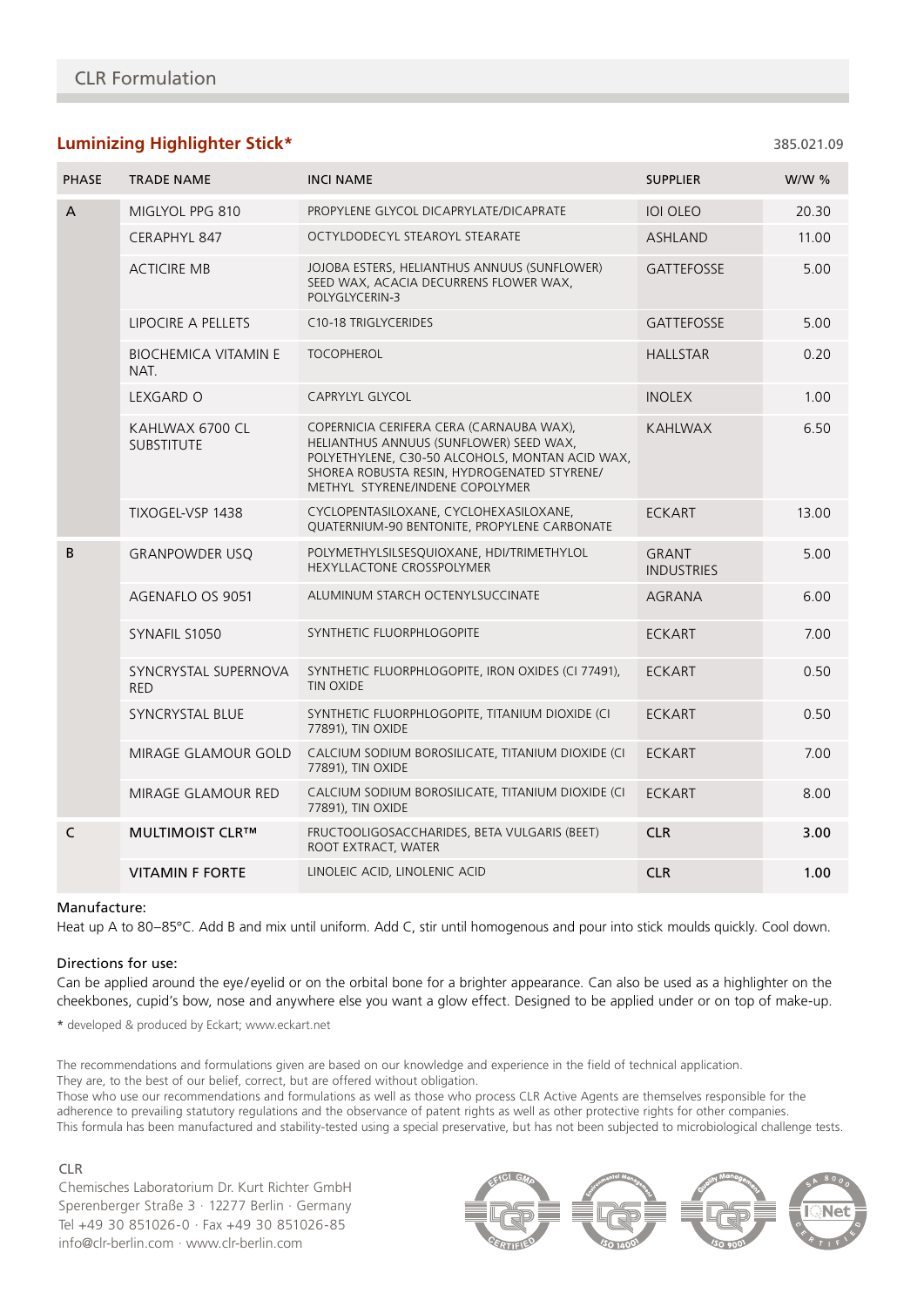## CLR Formulation

### Luminizing Highlighter Stick*

385.021.09

| PHASE | TRADE NAME | INCI NAME | SUPPLIER | W/W % |
|---|---|---|---|---|
| A | MIGLYOL PPG 810 | PROPYLENE GLYCOL DICAPRYLATE/DICAPRATE | IOI OLEO | 20.30 |
| | CERAPHYL 847 | OCTYLDODECYL STEAROYL STEARATE | ASHLAND | 11.00 |
| | ACTICIRE MB | JOJOBA ESTERS, HELIANTHUS ANNUUS (SUNFLOWER) SEED WAX, ACACIA DECURRENS FLOWER WAX, POLYGLYCERIN-3 | GATTEFOSSE | 5.00 |
| | LIPOCIRE A PELLETS | C10-18 TRIGLYCERIDES | GATTEFOSSE | 5.00 |
| | BIOCHEMICA VITAMIN E NAT. | TOCOPHEROL | HALLSTAR | 0.20 |
| | LEXGARD O | CAPRYLYL GLYCOL | INOLEX | 1.00 |
| | KAHLWAX 6700 CL SUBSTITUTE | COPERNICIA CERIFERA CERA (CARNAUBA WAX), HELIANTHUS ANNUUS (SUNFLOWER) SEED WAX, POLYETHYLENE, C30-50 ALCOHOLS, MONTAN ACID WAX, SHOREA ROBUSTA RESIN, HYDROGENATED STYRENE/ METHYL STYRENE/INDENE COPOLYMER | KAHLWAX | 6.50 |
| | TIXOGEL-VSP 1438 | CYCLOPENTASILOXANE, CYCLOHEXASILOXANE, QUATERNIUM-90 BENTONITE, PROPYLENE CARBONATE | ECKART | 13.00 |
| B | GRANPOWDER USQ | POLYMETHYLSILSESQUIOXANE, HDI/TRIMETHYLOL HEXYLLACTONE CROSSPOLYMER | GRANT INDUSTRIES | 5.00 |
| | AGENAFLO OS 9051 | ALUMINUM STARCH OCTENYLSUCCINATE | AGRANA | 6.00 |
| | SYNAFIL S1050 | SYNTHETIC FLUORPHLOGOPITE | ECKART | 7.00 |
| | SYNCRYSTAL SUPERNOVA RED | SYNTHETIC FLUORPHLOGOPITE, IRON OXIDES (CI 77491), TIN OXIDE | ECKART | 0.50 |
| | SYNCRYSTAL BLUE | SYNTHETIC FLUORPHLOGOPITE, TITANIUM DIOXIDE (CI 77891), TIN OXIDE | ECKART | 0.50 |
| | MIRAGE GLAMOUR GOLD | CALCIUM SODIUM BOROSILICATE, TITANIUM DIOXIDE (CI 77891), TIN OXIDE | ECKART | 7.00 |
| | MIRAGE GLAMOUR RED | CALCIUM SODIUM BOROSILICATE, TITANIUM DIOXIDE (CI 77891), TIN OXIDE | ECKART | 8.00 |
| C | **MULTIMOIST CLR™** | FRUCTOOLIGOSACCHARIDES, BETA VULGARIS (BEET) ROOT EXTRACT, WATER | **CLR** | **3.00** |
| | **VITAMIN F FORTE** | LINOLEIC ACID, LINOLENIC ACID | **CLR** | **1.00** |

Manufacture:
Heat up A to 80–85°C. Add B and mix until uniform. Add C, stir until homogenous and pour into stick moulds quickly. Cool down.

Directions for use:
Can be applied around the eye/eyelid or on the orbital bone for a brighter appearance. Can also be used as a highlighter on the cheekbones, cupid's bow, nose and anywhere else you want a glow effect. Designed to be applied under or on top of make-up.

* developed & produced by Eckart; www.eckart.net

The recommendations and formulations given are based on our knowledge and experience in the field of technical application.
They are, to the best of our belief, correct, but are offered without obligation.
Those who use our recommendations and formulations as well as those who process CLR Active Agents are themselves responsible for the adherence to prevailing statutory regulations and the observance of patent rights as well as other protective rights for other companies.
This formula has been manufactured and stability-tested using a special preservative, but has not been subjected to microbiological challenge tests.

CLR
Chemisches Laboratorium Dr. Kurt Richter GmbH
Sperenberger Straße 3 · 12277 Berlin · Germany
Tel +49 30 851026-0 · Fax +49 30 851026-85
info@clr-berlin.com · www.clr-berlin.com